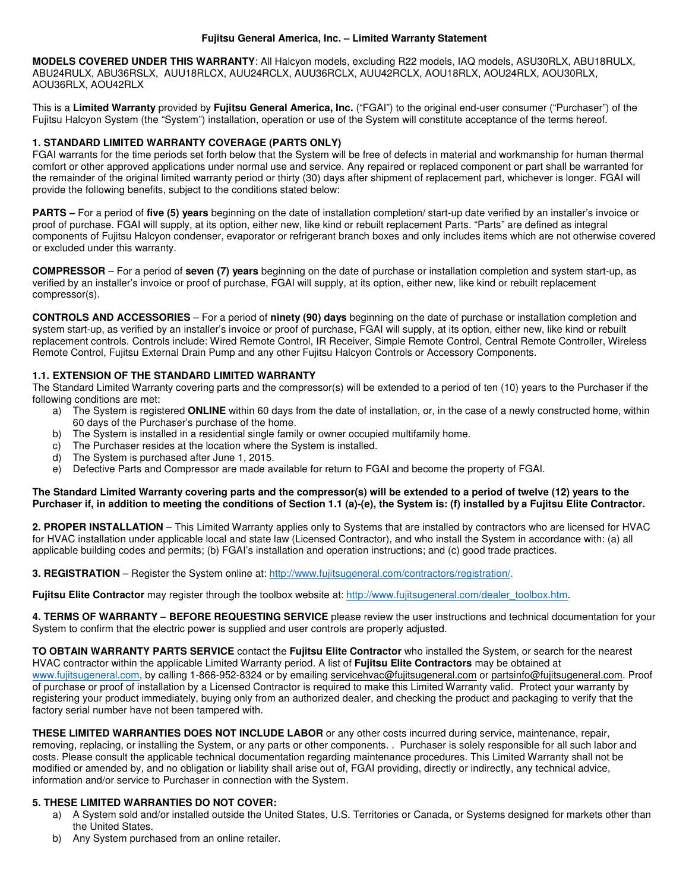**Fujitsu General America, Inc. – Limited Warranty Statement**

**MODELS COVERED UNDER THIS WARRANTY**: All Halcyon models, excluding R22 models, IAQ models, ASU30RLX, ABU18RULX, ABU24RULX, ABU36RSLX, AUU18RLCX, AUU24RCLX, AUU36RCLX, AUU42RCLX, AOU18RLX, AOU24RLX, AOU30RLX, AOU36RLX, AOU42RLX

This is a **Limited Warranty** provided by **Fujitsu General America, Inc.** ("FGAI") to the original end-user consumer ("Purchaser") of the Fujitsu Halcyon System (the "System") installation, operation or use of the System will constitute acceptance of the terms hereof.

**1. STANDARD LIMITED WARRANTY COVERAGE (PARTS ONLY)**

FGAI warrants for the time periods set forth below that the System will be free of defects in material and workmanship for human thermal comfort or other approved applications under normal use and service. Any repaired or replaced component or part shall be warranted for the remainder of the original limited warranty period or thirty (30) days after shipment of replacement part, whichever is longer. FGAI will provide the following benefits, subject to the conditions stated below:

**PARTS –** For a period of **five (5) years** beginning on the date of installation completion/ start-up date verified by an installer's invoice or proof of purchase. FGAI will supply, at its option, either new, like kind or rebuilt replacement Parts. "Parts" are defined as integral components of Fujitsu Halcyon condenser, evaporator or refrigerant branch boxes and only includes items which are not otherwise covered or excluded under this warranty.

**COMPRESSOR** – For a period of **seven (7) years** beginning on the date of purchase or installation completion and system start-up, as verified by an installer's invoice or proof of purchase, FGAI will supply, at its option, either new, like kind or rebuilt replacement compressor(s).

**CONTROLS AND ACCESSORIES** – For a period of **ninety (90) days** beginning on the date of purchase or installation completion and system start-up, as verified by an installer's invoice or proof of purchase, FGAI will supply, at its option, either new, like kind or rebuilt replacement controls. Controls include: Wired Remote Control, IR Receiver, Simple Remote Control, Central Remote Controller, Wireless Remote Control, Fujitsu External Drain Pump and any other Fujitsu Halcyon Controls or Accessory Components.

**1.1. EXTENSION OF THE STANDARD LIMITED WARRANTY**

The Standard Limited Warranty covering parts and the compressor(s) will be extended to a period of ten (10) years to the Purchaser if the following conditions are met:

a) The System is registered **ONLINE** within 60 days from the date of installation, or, in the case of a newly constructed home, within 60 days of the Purchaser's purchase of the home.
b) The System is installed in a residential single family or owner occupied multifamily home.
c) The Purchaser resides at the location where the System is installed.
d) The System is purchased after June 1, 2015.
e) Defective Parts and Compressor are made available for return to FGAI and become the property of FGAI.

**The Standard Limited Warranty covering parts and the compressor(s) will be extended to a period of twelve (12) years to the Purchaser if, in addition to meeting the conditions of Section 1.1 (a)-(e), the System is: (f) installed by a Fujitsu Elite Contractor.**

**2. PROPER INSTALLATION** – This Limited Warranty applies only to Systems that are installed by contractors who are licensed for HVAC for HVAC installation under applicable local and state law (Licensed Contractor), and who install the System in accordance with: (a) all applicable building codes and permits; (b) FGAI's installation and operation instructions; and (c) good trade practices.

**3. REGISTRATION** – Register the System online at: http://www.fujitsugeneral.com/contractors/registration/.

**Fujitsu Elite Contractor** may register through the toolbox website at: http://www.fujitsugeneral.com/dealer_toolbox.htm.

**4. TERMS OF WARRANTY** – **BEFORE REQUESTING SERVICE** please review the user instructions and technical documentation for your System to confirm that the electric power is supplied and user controls are properly adjusted.

**TO OBTAIN WARRANTY PARTS SERVICE** contact the **Fujitsu Elite Contractor** who installed the System, or search for the nearest HVAC contractor within the applicable Limited Warranty period. A list of **Fujitsu Elite Contractors** may be obtained at www.fujitsugeneral.com, by calling 1-866-952-8324 or by emailing servicehvac@fujitsugeneral.com or partsinfo@fujitsugeneral.com. Proof of purchase or proof of installation by a Licensed Contractor is required to make this Limited Warranty valid. Protect your warranty by registering your product immediately, buying only from an authorized dealer, and checking the product and packaging to verify that the factory serial number have not been tampered with.

**THESE LIMITED WARRANTIES DOES NOT INCLUDE LABOR** or any other costs incurred during service, maintenance, repair, removing, replacing, or installing the System, or any parts or other components. . Purchaser is solely responsible for all such labor and costs. Please consult the applicable technical documentation regarding maintenance procedures. This Limited Warranty shall not be modified or amended by, and no obligation or liability shall arise out of, FGAI providing, directly or indirectly, any technical advice, information and/or service to Purchaser in connection with the System.

**5. THESE LIMITED WARRANTIES DO NOT COVER:**

a) A System sold and/or installed outside the United States, U.S. Territories or Canada, or Systems designed for markets other than the United States.
b) Any System purchased from an online retailer.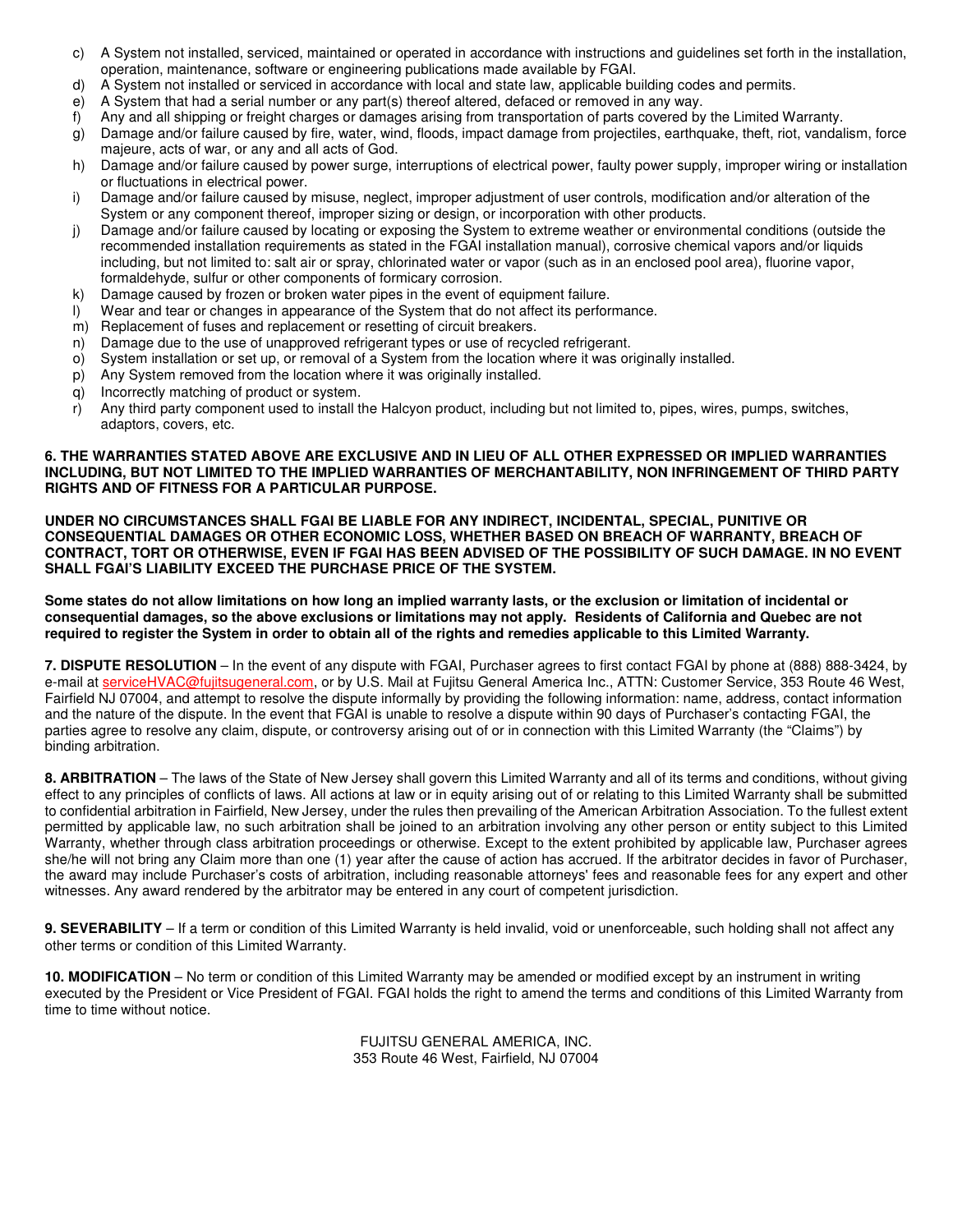c) A System not installed, serviced, maintained or operated in accordance with instructions and guidelines set forth in the installation, operation, maintenance, software or engineering publications made available by FGAI.
d) A System not installed or serviced in accordance with local and state law, applicable building codes and permits.
e) A System that had a serial number or any part(s) thereof altered, defaced or removed in any way.
f) Any and all shipping or freight charges or damages arising from transportation of parts covered by the Limited Warranty.
g) Damage and/or failure caused by fire, water, wind, floods, impact damage from projectiles, earthquake, theft, riot, vandalism, force majeure, acts of war, or any and all acts of God.
h) Damage and/or failure caused by power surge, interruptions of electrical power, faulty power supply, improper wiring or installation or fluctuations in electrical power.
i) Damage and/or failure caused by misuse, neglect, improper adjustment of user controls, modification and/or alteration of the System or any component thereof, improper sizing or design, or incorporation with other products.
j) Damage and/or failure caused by locating or exposing the System to extreme weather or environmental conditions (outside the recommended installation requirements as stated in the FGAI installation manual), corrosive chemical vapors and/or liquids including, but not limited to: salt air or spray, chlorinated water or vapor (such as in an enclosed pool area), fluorine vapor, formaldehyde, sulfur or other components of formicary corrosion.
k) Damage caused by frozen or broken water pipes in the event of equipment failure.
l) Wear and tear or changes in appearance of the System that do not affect its performance.
m) Replacement of fuses and replacement or resetting of circuit breakers.
n) Damage due to the use of unapproved refrigerant types or use of recycled refrigerant.
o) System installation or set up, or removal of a System from the location where it was originally installed.
p) Any System removed from the location where it was originally installed.
q) Incorrectly matching of product or system.
r) Any third party component used to install the Halcyon product, including but not limited to, pipes, wires, pumps, switches, adaptors, covers, etc.

**6. THE WARRANTIES STATED ABOVE ARE EXCLUSIVE AND IN LIEU OF ALL OTHER EXPRESSED OR IMPLIED WARRANTIES INCLUDING, BUT NOT LIMITED TO THE IMPLIED WARRANTIES OF MERCHANTABILITY, NON INFRINGEMENT OF THIRD PARTY RIGHTS AND OF FITNESS FOR A PARTICULAR PURPOSE.**

**UNDER NO CIRCUMSTANCES SHALL FGAI BE LIABLE FOR ANY INDIRECT, INCIDENTAL, SPECIAL, PUNITIVE OR CONSEQUENTIAL DAMAGES OR OTHER ECONOMIC LOSS, WHETHER BASED ON BREACH OF WARRANTY, BREACH OF CONTRACT, TORT OR OTHERWISE, EVEN IF FGAI HAS BEEN ADVISED OF THE POSSIBILITY OF SUCH DAMAGE. IN NO EVENT SHALL FGAI'S LIABILITY EXCEED THE PURCHASE PRICE OF THE SYSTEM.**

**Some states do not allow limitations on how long an implied warranty lasts, or the exclusion or limitation of incidental or consequential damages, so the above exclusions or limitations may not apply. Residents of California and Quebec are not required to register the System in order to obtain all of the rights and remedies applicable to this Limited Warranty.**

**7. DISPUTE RESOLUTION** – In the event of any dispute with FGAI, Purchaser agrees to first contact FGAI by phone at (888) 888-3424, by e-mail at serviceHVAC@fujitsugeneral.com, or by U.S. Mail at Fujitsu General America Inc., ATTN: Customer Service, 353 Route 46 West, Fairfield NJ 07004, and attempt to resolve the dispute informally by providing the following information: name, address, contact information and the nature of the dispute. In the event that FGAI is unable to resolve a dispute within 90 days of Purchaser's contacting FGAI, the parties agree to resolve any claim, dispute, or controversy arising out of or in connection with this Limited Warranty (the "Claims") by binding arbitration.

**8. ARBITRATION** – The laws of the State of New Jersey shall govern this Limited Warranty and all of its terms and conditions, without giving effect to any principles of conflicts of laws. All actions at law or in equity arising out of or relating to this Limited Warranty shall be submitted to confidential arbitration in Fairfield, New Jersey, under the rules then prevailing of the American Arbitration Association. To the fullest extent permitted by applicable law, no such arbitration shall be joined to an arbitration involving any other person or entity subject to this Limited Warranty, whether through class arbitration proceedings or otherwise. Except to the extent prohibited by applicable law, Purchaser agrees she/he will not bring any Claim more than one (1) year after the cause of action has accrued. If the arbitrator decides in favor of Purchaser, the award may include Purchaser's costs of arbitration, including reasonable attorneys' fees and reasonable fees for any expert and other witnesses. Any award rendered by the arbitrator may be entered in any court of competent jurisdiction.

**9. SEVERABILITY** – If a term or condition of this Limited Warranty is held invalid, void or unenforceable, such holding shall not affect any other terms or condition of this Limited Warranty.

**10. MODIFICATION** – No term or condition of this Limited Warranty may be amended or modified except by an instrument in writing executed by the President or Vice President of FGAI. FGAI holds the right to amend the terms and conditions of this Limited Warranty from time to time without notice.

FUJITSU GENERAL AMERICA, INC.
353 Route 46 West, Fairfield, NJ 07004